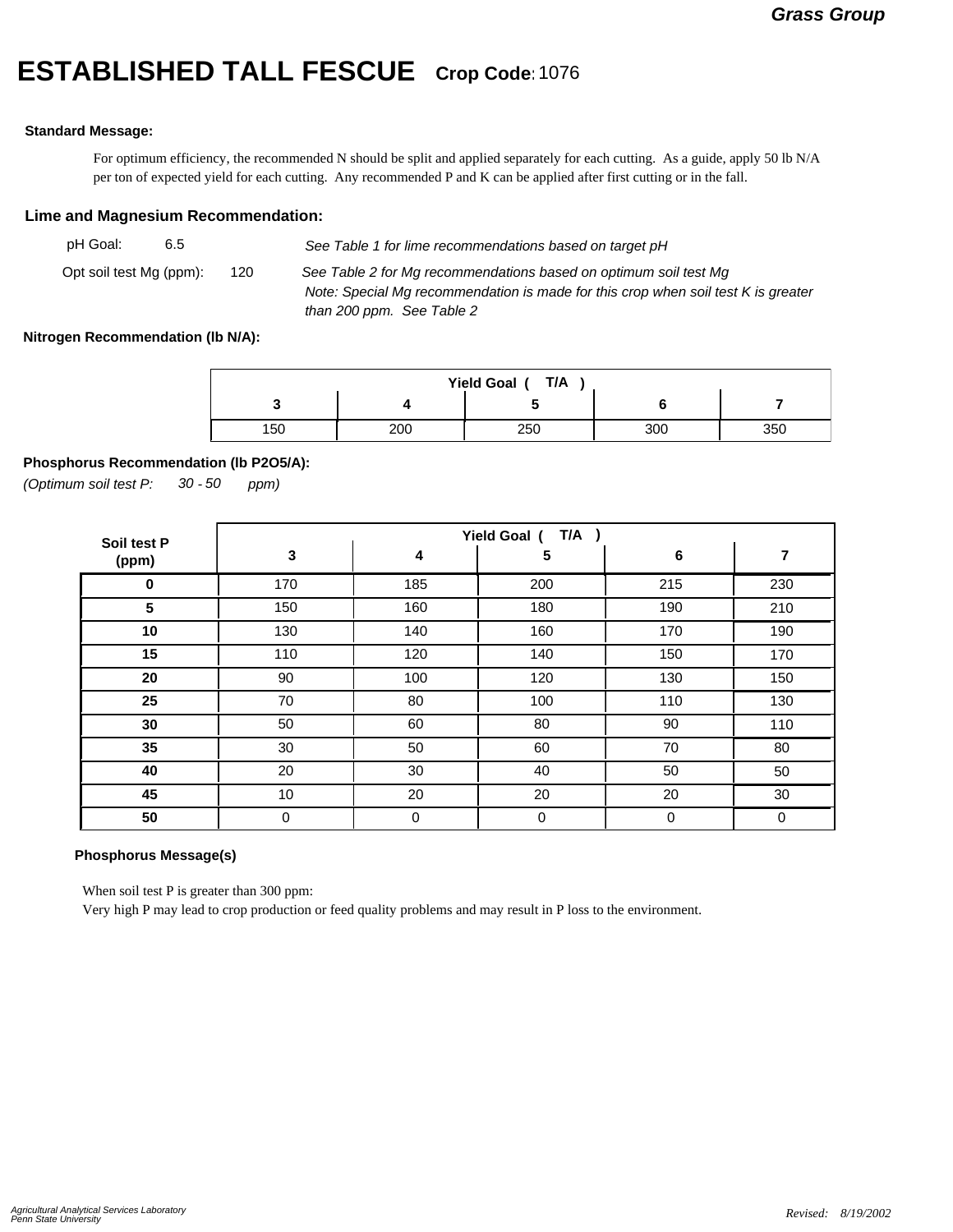Grass Group

# ESTABLISHED TALL FESCUE **Crop Code:** 1076

**Standard Message:**

For optimum efficiency, the recommended N should be split and applied separately for each cutting. As a guide, apply 50 lb N/A per ton of expected yield for each cutting. Any recommended P and K can be applied after first cutting or in the fall.

## Lime and Magnesium Recommendation:

pH Goal: 6.5 — *See Table 1 for lime recommendations based on target pH*

Opt soil test Mg (ppm): 120 — *See Table 2 for Mg recommendations based on optimum soil test Mg*
*Note: Special Mg recommendation is made for this crop when soil test K is greater than 200 ppm. See Table 2*

**Nitrogen Recommendation (lb N/A):**

| Yield Goal ( T/A ) | | | | |
|---|---|---|---|---|
| **3** | **4** | **5** | **6** | **7** |
| 150 | 200 | 250 | 300 | 350 |

**Phosphorus Recommendation (lb P2O5/A):**

*(Optimum soil test P: 30 - 50 ppm)*

| Soil test P (ppm) | Yield Goal ( T/A ) | | | | |
|---|---|---|---|---|---|
| | **3** | **4** | **5** | **6** | **7** |
| **0** | 170 | 185 | 200 | 215 | 230 |
| **5** | 150 | 160 | 180 | 190 | 210 |
| **10** | 130 | 140 | 160 | 170 | 190 |
| **15** | 110 | 120 | 140 | 150 | 170 |
| **20** | 90 | 100 | 120 | 130 | 150 |
| **25** | 70 | 80 | 100 | 110 | 130 |
| **30** | 50 | 60 | 80 | 90 | 110 |
| **35** | 30 | 50 | 60 | 70 | 80 |
| **40** | 20 | 30 | 40 | 50 | 50 |
| **45** | 10 | 20 | 20 | 20 | 30 |
| **50** | 0 | 0 | 0 | 0 | 0 |

**Phosphorus Message(s)**

When soil test P is greater than 300 ppm:
Very high P may lead to crop production or feed quality problems and may result in P loss to the environment.

*Agricultural Analytical Services Laboratory*
*Penn State University*

*Revised: 8/19/2002*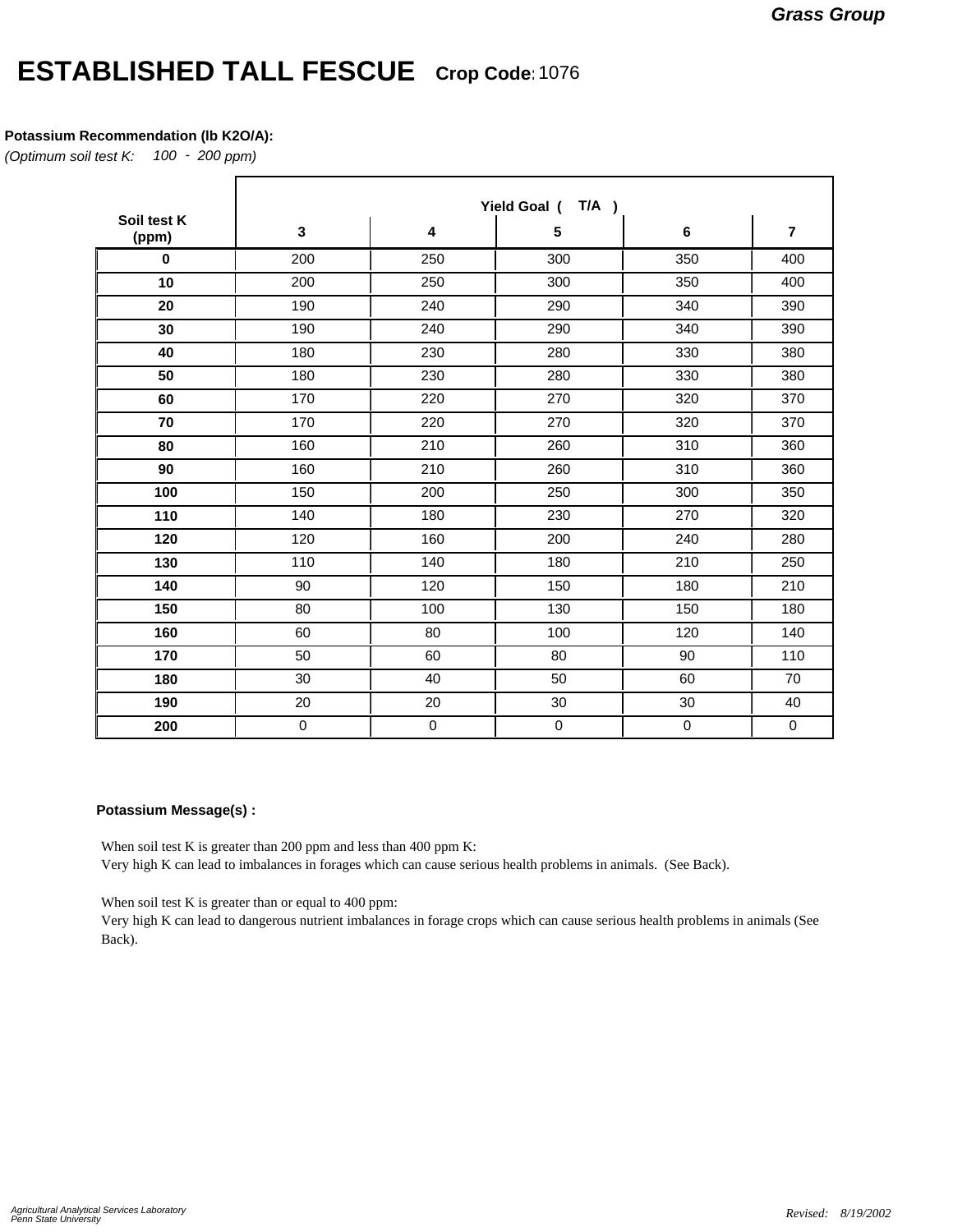# ESTABLISHED TALL FESCUE **Crop Code:** 1076

**Potassium Recommendation (lb K2O/A):**

*(Optimum soil test K: 100 - 200 ppm)*

| Soil test K (ppm) | Yield Goal ( T/A ) | | | | |
|---|---|---|---|---|---|
| | 3 | 4 | 5 | 6 | 7 |
| 0 | 200 | 250 | 300 | 350 | 400 |
| 10 | 200 | 250 | 300 | 350 | 400 |
| 20 | 190 | 240 | 290 | 340 | 390 |
| 30 | 190 | 240 | 290 | 340 | 390 |
| 40 | 180 | 230 | 280 | 330 | 380 |
| 50 | 180 | 230 | 280 | 330 | 380 |
| 60 | 170 | 220 | 270 | 320 | 370 |
| 70 | 170 | 220 | 270 | 320 | 370 |
| 80 | 160 | 210 | 260 | 310 | 360 |
| 90 | 160 | 210 | 260 | 310 | 360 |
| 100 | 150 | 200 | 250 | 300 | 350 |
| 110 | 140 | 180 | 230 | 270 | 320 |
| 120 | 120 | 160 | 200 | 240 | 280 |
| 130 | 110 | 140 | 180 | 210 | 250 |
| 140 | 90 | 120 | 150 | 180 | 210 |
| 150 | 80 | 100 | 130 | 150 | 180 |
| 160 | 60 | 80 | 100 | 120 | 140 |
| 170 | 50 | 60 | 80 | 90 | 110 |
| 180 | 30 | 40 | 50 | 60 | 70 |
| 190 | 20 | 20 | 30 | 30 | 40 |
| 200 | 0 | 0 | 0 | 0 | 0 |

**Potassium Message(s) :**

When soil test K is greater than 200 ppm and less than 400 ppm K:
Very high K can lead to imbalances in forages which can cause serious health problems in animals. (See Back).

When soil test K is greater than or equal to 400 ppm:
Very high K can lead to dangerous nutrient imbalances in forage crops which can cause serious health problems in animals (See Back).